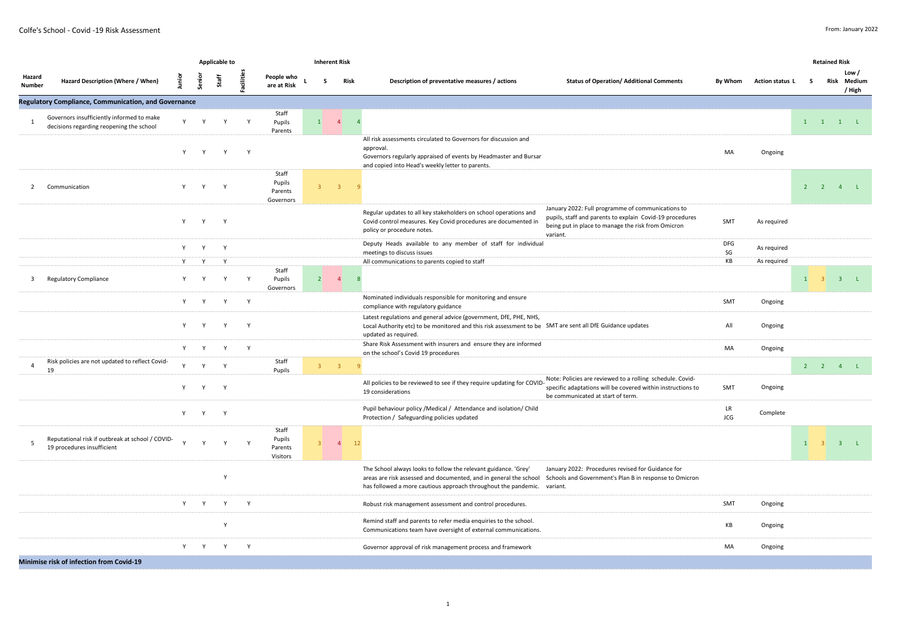Colfe's School - Covid -19 Risk Assessment

From: January 2022

| Hazard Number | Hazard Description (Where / When) | Applicable to | | | | People who are at Risk | Inherent Risk | | | Description of preventative measures / actions | Status of Operation/ Additional Comments | By Whom | Action status | Retained Risk | | | |
|---|---|---|---|---|---|---|---|---|---|---|---|---|---|---|---|---|---|
| | | Junior | Senior | Staff | Facilities | | L | S | Risk | | | | | L | S | Risk | Low / Medium / High |
| **Regulatory Compliance, Communication, and Governance** | | | | | | | | | | | | | | | | | |
| 1 | Governors insufficiently informed to make decisions regarding reopening the school | Y | Y | Y | Y | Staff Pupils Parents | 1 | 4 | 4 | | | | | 1 | 1 | 1 | L |
| | | Y | Y | Y | Y | | | | | All risk assessments circulated to Governors for discussion and approval. Governors regularly appraised of events by Headmaster and Bursar and copied into Head's weekly letter to parents. | | MA | Ongoing | | | | |
| 2 | Communication | Y | Y | Y | | Staff Pupils Parents Governors | 3 | 3 | 9 | | | | | 2 | 2 | 4 | L |
| | | Y | Y | Y | | | | | | Regular updates to all key stakeholders on school operations and Covid control measures. Key Covid procedures are documented in policy or procedure notes. | January 2022: Full programme of communications to pupils, staff and parents to explain Covid-19 procedures being put in place to manage the risk from Omicron variant. | SMT | As required | | | | |
| | | Y | Y | Y | | | | | | Deputy Heads available to any member of staff for individual meetings to discuss issues | | DFG SG | As required | | | | |
| | | Y | Y | Y | | | | | | All communications to parents copied to staff | | KB | As required | | | | |
| 3 | Regulatory Compliance | Y | Y | Y | Y | Staff Pupils Governors | 2 | 4 | 8 | | | | | 1 | 3 | 3 | L |
| | | Y | Y | Y | Y | | | | | Nominated individuals responsible for monitoring and ensure compliance with regulatory guidance | | SMT | Ongoing | | | | |
| | | Y | Y | Y | Y | | | | | Latest regulations and general advice (government, DfE, PHE, NHS, Local Authority etc) to be monitored and this risk assessment to be updated as required. | SMT are sent all DfE Guidance updates | All | Ongoing | | | | |
| | | Y | Y | Y | Y | | | | | Share Risk Assessment with insurers and ensure they are informed on the school's Covid 19 procedures | | MA | Ongoing | | | | |
| 4 | Risk policies are not updated to reflect Covid-19 | Y | Y | Y | | Staff Pupils | 3 | 3 | 9 | | | | | 2 | 2 | 4 | L |
| | | Y | Y | Y | | | | | | All policies to be reviewed to see if they require updating for COVID-19 considerations | Note: Policies are reviewed to a rolling schedule. Covid-specific adaptations will be covered within instructions to be communicated at start of term. | SMT | Ongoing | | | | |
| | | Y | Y | Y | | | | | | Pupil behaviour policy /Medical / Attendance and isolation/ Child Protection / Safeguarding policies updated | | LR JCG | Complete | | | | |
| 5 | Reputational risk if outbreak at school / COVID-19 procedures insufficient | Y | Y | Y | Y | Staff Pupils Parents Visitors | 3 | 4 | 12 | | | | | 1 | 3 | 3 | L |
| | | | | Y | | | | | | The School always looks to follow the relevant guidance. 'Grey' areas are risk assessed and documented, and in general the school has followed a more cautious approach throughout the pandemic. | January 2022: Procedures revised for Guidance for Schools and Government's Plan B in response to Omicron variant. | | | | | | |
| | | Y | Y | Y | Y | | | | | Robust risk management assessment and control procedures. | | SMT | Ongoing | | | | |
| | | | | Y | | | | | | Remind staff and parents to refer media enquiries to the school. Communications team have oversight of external communications. | | KB | Ongoing | | | | |
| | | Y | Y | Y | Y | | | | | Governor approval of risk management process and framework | | MA | Ongoing | | | | |
| **Minimise risk of infection from Covid-19** | | | | | | | | | | | | | | | | | |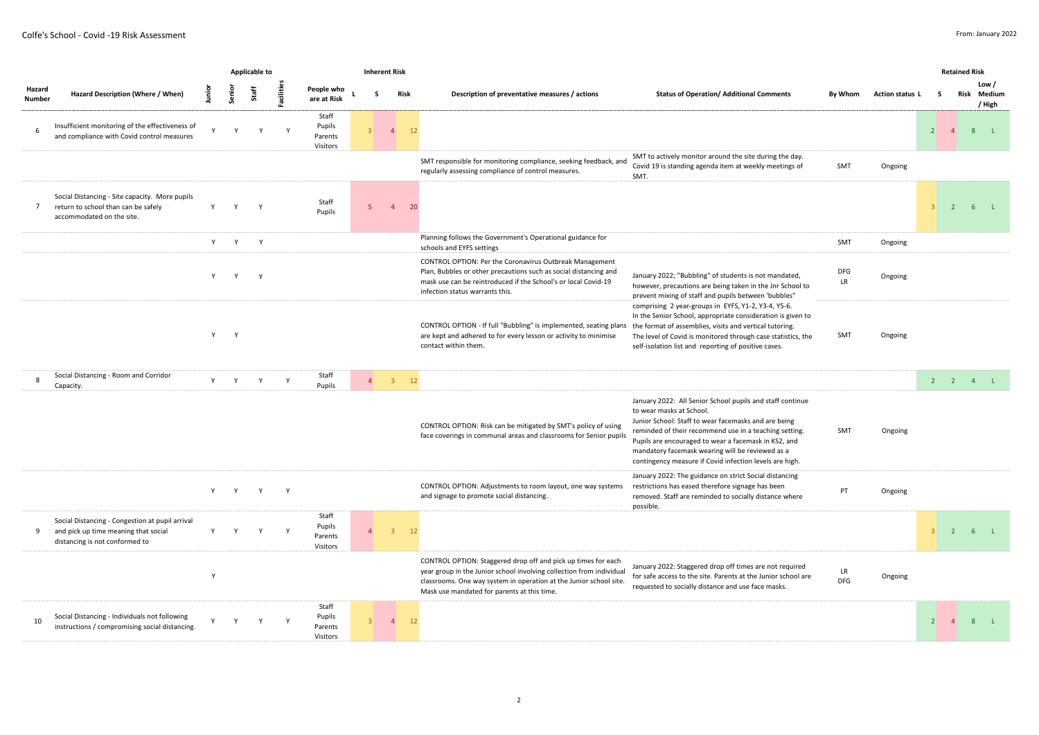Colfe's School - Covid -19 Risk Assessment

From: January 2022

| Hazard Number | Hazard Description (Where / When) | Applicable to: Junior | Senior | Staff | Facilities | People who are at Risk | Inherent Risk: L | S | Risk | Description of preventative measures / actions | Status of Operation/ Additional Comments | By Whom | Action status | Retained Risk: L | S | Risk | Low / Medium / High |
|---|---|---|---|---|---|---|---|---|---|---|---|---|---|---|---|---|---|
| 6 | Insufficient monitoring of the effectiveness of and compliance with Covid control measures | Y | Y | Y | Y | Staff Pupils Parents Visitors | 3 | 4 | 12 | | | | | 2 | 4 | 8 | L |
| | | | | | | | | | | SMT responsible for monitoring compliance, seeking feedback, and regularly assessing compliance of control measures. | SMT to actively monitor around the site during the day. Covid 19 is standing agenda item at weekly meetings of SMT. | SMT | Ongoing | | | | |
| 7 | Social Distancing - Site capacity. More pupils return to school than can be safely accommodated on the site. | Y | Y | Y | | Staff Pupils | 5 | 4 | 20 | | | | | 3 | 2 | 6 | L |
| | | Y | Y | Y | | | | | | Planning follows the Government's Operational guidance for schools and EYFS settings | | SMT | Ongoing | | | | |
| | | Y | Y | Y | | | | | | CONTROL OPTION: Per the Coronavirus Outbreak Management Plan, Bubbles or other precautions such as social distancing and mask use can be reintroduced if the School's or local Covid-19 infection status warrants this. | January 2022; "Bubbling" of students is not mandated, however, precautions are being taken in the Jnr School to prevent mixing of staff and pupils between 'bubbles" comprising 2 year-groups in EYFS, Y1-2, Y3-4, Y5-6. In the Senior School, appropriate consideration is given to the format of assemblies, visits and vertical tutoring. The level of Covid is monitored through case statistics, the self-isolation list and reporting of positive cases. | DFG LR | Ongoing | | | | |
| | | Y | Y | | | | | | | CONTROL OPTION - If full "Bubbling" is implemented, seating plans are kept and adhered to for every lesson or activity to minimise contact within them. | | SMT | Ongoing | | | | |
| 8 | Social Distancing - Room and Corridor Capacity. | Y | Y | Y | Y | Staff Pupils | 4 | 3 | 12 | | | | | 2 | 2 | 4 | L |
| | | | | | | | | | | CONTROL OPTION: Risk can be mitigated by SMT's policy of using face coverings in communal areas and classrooms for Senior pupils | January 2022: All Senior School pupils and staff continue to wear masks at School. Junior School: Staff to wear facemasks and are being reminded of their recommend use in a teaching setting. Pupils are encouraged to wear a facemask in KS2, and mandatory facemask wearing will be reviewed as a contingency measure if Covid infection levels are high. | SMT | Ongoing | | | | |
| | | Y | Y | Y | Y | | | | | CONTROL OPTION: Adjustments to room layout, one way systems and signage to promote social distancing. | January 2022: The guidance on strict Social distancing restrictions has eased therefore signage has been removed. Staff are reminded to socially distance where possible. | PT | Ongoing | | | | |
| 9 | Social Distancing - Congestion at pupil arrival and pick up time meaning that social distancing is not conformed to | Y | Y | Y | Y | Staff Pupils Parents Visitors | 4 | 3 | 12 | | | | | 3 | 2 | 6 | L |
| | | Y | | | | | | | | CONTROL OPTION: Staggered drop off and pick up times for each year group in the Junior school involving collection from individual classrooms. One way system in operation at the Junior school site. Mask use mandated for parents at this time. | January 2022: Staggered drop off times are not required for safe access to the site. Parents at the Junior school are requested to socially distance and use face masks. | LR DFG | Ongoing | | | | |
| 10 | Social Distancing - Individuals not following instructions / compromising social distancing. | Y | Y | Y | Y | Staff Pupils Parents Visitors | 3 | 4 | 12 | | | | | 2 | 4 | 8 | L |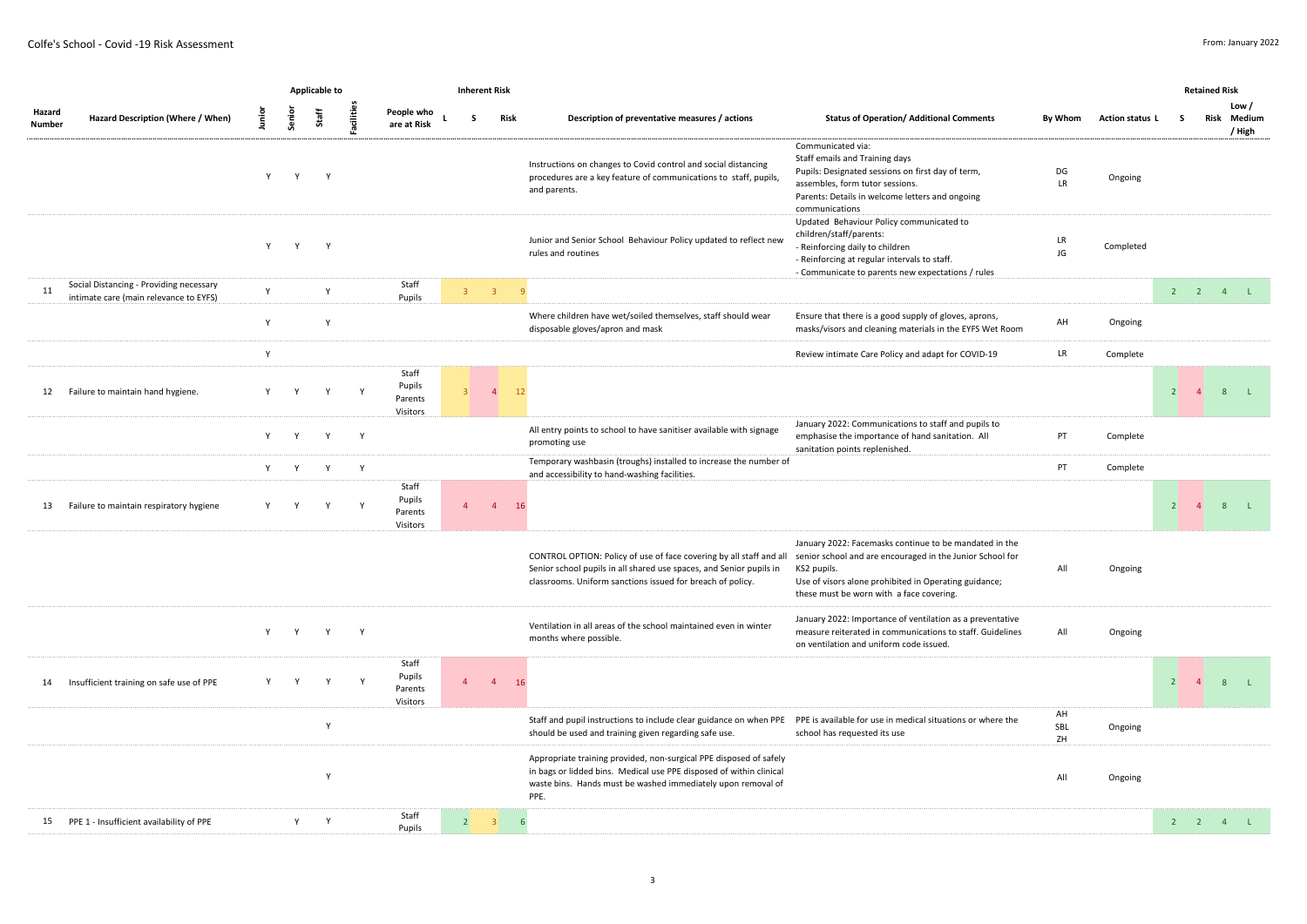Colfe's School - Covid -19 Risk Assessment

From: January 2022

| Hazard Number | Hazard Description (Where / When) | Applicable to: Junior | Senior | Staff | Facilities | People who are at Risk | Inherent Risk: L | S | Risk | Description of preventative measures / actions | Status of Operation/ Additional Comments | By Whom | Action status | Retained Risk: L | S | Risk | Low / Medium / High |
|---|---|---|---|---|---|---|---|---|---|---|---|---|---|---|---|---|---|
| | | Y | Y | Y | | | | | | Instructions on changes to Covid control and social distancing procedures are a key feature of communications to staff, pupils, and parents. | Communicated via: Staff emails and Training days Pupils: Designated sessions on first day of term, assembles, form tutor sessions. Parents: Details in welcome letters and ongoing communications | DG LR | Ongoing | | | | |
| | | Y | Y | Y | | | | | | Junior and Senior School Behaviour Policy updated to reflect new rules and routines | Updated Behaviour Policy communicated to children/staff/parents: - Reinforcing daily to children - Reinforcing at regular intervals to staff. - Communicate to parents new expectations / rules | LR JG | Completed | | | | |
| 11 | Social Distancing - Providing necessary intimate care (main relevance to EYFS) | Y | | Y | | Staff Pupils | 3 | 3 | 9 | | | | | 2 | 2 | 4 | L |
| | | Y | | Y | | | | | | Where children have wet/soiled themselves, staff should wear disposable gloves/apron and mask | Ensure that there is a good supply of gloves, aprons, masks/visors and cleaning materials in the EYFS Wet Room | AH | Ongoing | | | | |
| | | Y | | | | | | | | | Review intimate Care Policy and adapt for COVID-19 | LR | Complete | | | | |
| 12 | Failure to maintain hand hygiene. | Y | Y | Y | Y | Staff Pupils Parents Visitors | 3 | 4 | 12 | | | | | 2 | 4 | 8 | L |
| | | Y | Y | Y | Y | | | | | All entry points to school to have sanitiser available with signage promoting use | January 2022: Communications to staff and pupils to emphasise the importance of hand sanitation. All sanitation points replenished. | PT | Complete | | | | |
| | | Y | Y | Y | Y | | | | | Temporary washbasin (troughs) installed to increase the number of and accessibility to hand-washing facilities. | | PT | Complete | | | | |
| 13 | Failure to maintain respiratory hygiene | Y | Y | Y | Y | Staff Pupils Parents Visitors | 4 | 4 | 16 | | | | | 2 | 4 | 8 | L |
| | | | | | | | | | | CONTROL OPTION: Policy of use of face covering by all staff and all Senior school pupils in all shared use spaces, and Senior pupils in classrooms. Uniform sanctions issued for breach of policy. | January 2022: Facemasks continue to be mandated in the senior school and are encouraged in the Junior School for KS2 pupils. Use of visors alone prohibited in Operating guidance; these must be worn with a face covering. | All | Ongoing | | | | |
| | | Y | Y | Y | Y | | | | | Ventilation in all areas of the school maintained even in winter months where possible. | January 2022: Importance of ventilation as a preventative measure reiterated in communications to staff. Guidelines on ventilation and uniform code issued. | All | Ongoing | | | | |
| 14 | Insufficient training on safe use of PPE | Y | Y | Y | Y | Staff Pupils Parents Visitors | 4 | 4 | 16 | | | | | 2 | 4 | 8 | L |
| | | | | Y | | | | | | Staff and pupil instructions to include clear guidance on when PPE should be used and training given regarding safe use. | PPE is available for use in medical situations or where the school has requested its use | AH SBL ZH | Ongoing | | | | |
| | | | | Y | | | | | | Appropriate training provided, non-surgical PPE disposed of safely in bags or lidded bins. Medical use PPE disposed of within clinical waste bins. Hands must be washed immediately upon removal of PPE. | | All | Ongoing | | | | |
| 15 | PPE 1 - Insufficient availability of PPE | | Y | Y | | Staff Pupils | 2 | 3 | 6 | | | | | 2 | 2 | 4 | L |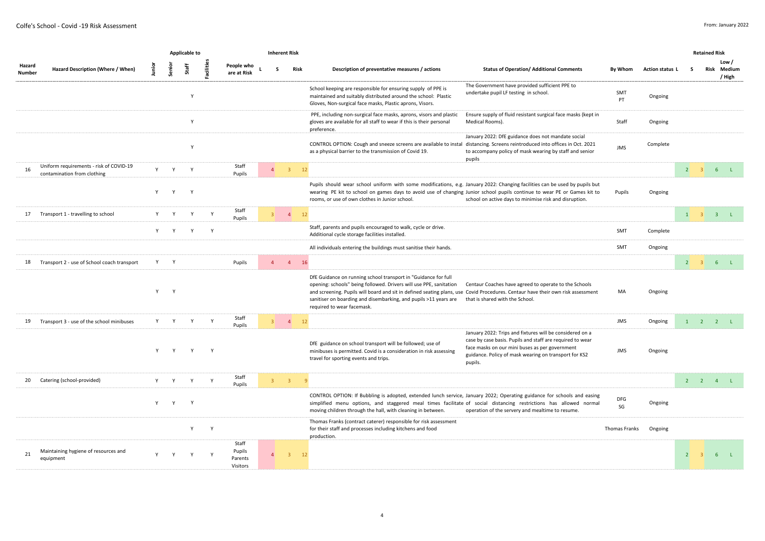Colfe's School - Covid -19 Risk Assessment

From: January 2022

| Hazard Number | Hazard Description (Where / When) | Applicable to: Junior | Senior | Staff | Facilities | People who are at Risk | Inherent Risk: L | S | Risk | Description of preventative measures / actions | Status of Operation/ Additional Comments | By Whom | Action status | Retained Risk: L | S | Risk | Low / Medium / High |
|---|---|---|---|---|---|---|---|---|---|---|---|---|---|---|---|---|---|
| | | | | Y | | | | | | School keeping are responsible for ensuring supply of PPE is maintained and suitably distributed around the school: Plastic Gloves, Non-surgical face masks, Plastic aprons, Visors. | The Government have provided sufficient PPE to undertake pupil LF testing in school. | SMT PT | Ongoing | | | | |
| | | | | Y | | | | | | PPE, including non-surgical face masks, aprons, visors and plastic gloves are available for all staff to wear if this is their personal preference. | Ensure supply of fluid resistant surgical face masks (kept in Medical Rooms). | Staff | Ongoing | | | | |
| | | | | Y | | | | | | CONTROL OPTION: Cough and sneeze screens are available to instal as a physical barrier to the transmission of Covid 19. | January 2022: DfE guidance does not mandate social distancing. Screens reintroduced into offices in Oct. 2021 to accompany policy of mask wearing by staff and senior pupils | JMS | Complete | | | | |
| 16 | Uniform requirements - risk of COVID-19 contamination from clothing | Y | Y | Y | | Staff Pupils | 4 | 3 | 12 | | | | | 2 | 3 | 6 | L |
| | | Y | Y | Y | | | | | | Pupils should wear school uniform with some modifications, e.g. wearing PE kit to school on games days to avoid use of changing rooms, or use of own clothes in Junior school. | January 2022: Changing facilities can be used by pupils but Junior school pupils continue to wear PE or Games kit to school on active days to minimise risk and disruption. | Pupils | Ongoing | | | | |
| 17 | Transport 1 - travelling to school | Y | Y | Y | Y | Staff Pupils | 3 | 4 | 12 | | | | | 1 | 3 | 3 | L |
| | | Y | Y | Y | Y | | | | | Staff, parents and pupils encouraged to walk, cycle or drive. Additional cycle storage facilities installed. | | SMT | Complete | | | | |
| | | | | | | | | | | All individuals entering the buildings must sanitise their hands. | | SMT | Ongoing | | | | |
| 18 | Transport 2 - use of School coach transport | Y | Y | | | Pupils | 4 | 4 | 16 | | | | | 2 | 3 | 6 | L |
| | | Y | Y | | | | | | | DfE Guidance on running school transport in "Guidance for full opening: schools" being followed. Drivers will use PPE, sanitation and screening. Pupils will board and sit in defined seating plans, use sanitiser on boarding and disembarking, and pupils >11 years are required to wear facemask. | Centaur Coaches have agreed to operate to the Schools Covid Procedures. Centaur have their own risk assessment that is shared with the School. | MA | Ongoing | | | | |
| 19 | Transport 3 - use of the school minibuses | Y | Y | Y | Y | Staff Pupils | 3 | 4 | 12 | | | JMS | Ongoing | 1 | 2 | 2 | L |
| | | Y | Y | Y | Y | | | | | DfE guidance on school transport will be followed; use of minibuses is permitted. Covid is a consideration in risk assessing travel for sporting events and trips. | January 2022: Trips and fixtures will be considered on a case by case basis. Pupils and staff are required to wear face masks on our mini buses as per government guidance. Policy of mask wearing on transport for KS2 pupils. | JMS | Ongoing | | | | |
| 20 | Catering (school-provided) | Y | Y | Y | Y | Staff Pupils | 3 | 3 | 9 | | | | | 2 | 2 | 4 | L |
| | | Y | Y | Y | | | | | | CONTROL OPTION: If Bubbling is adopted, extended lunch service, simplified menu options, and staggered meal times facilitate moving children through the hall, with cleaning in between. | January 2022; Operating guidance for schools and easing of social distancing restrictions has allowed normal operation of the servery and mealtime to resume. | DFG SG | Ongoing | | | | |
| | | | | Y | Y | | | | | Thomas Franks (contract caterer) responsible for risk assessment for their staff and processes including kitchens and food production. | | Thomas Franks | Ongoing | | | | |
| 21 | Maintaining hygiene of resources and equipment | Y | Y | Y | Y | Staff Pupils Parents Visitors | 4 | 3 | 12 | | | | | 2 | 3 | 6 | L |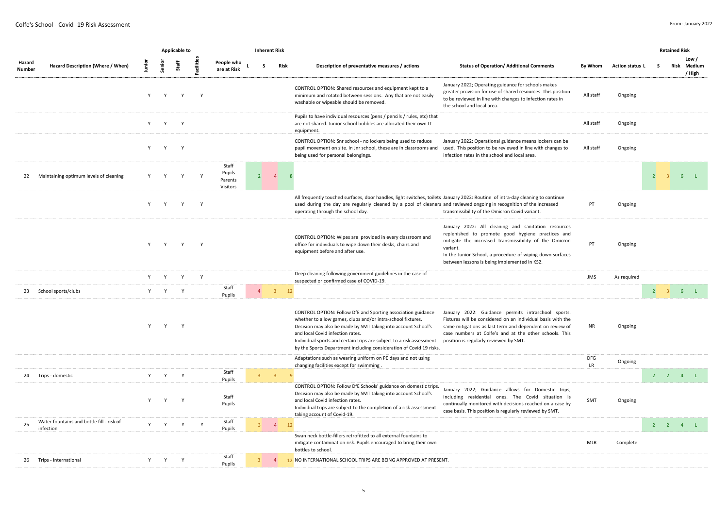Colfe's School - Covid -19 Risk Assessment

From: January 2022

| Hazard Number | Hazard Description (Where / When) | Applicable to: Junior | Senior | Staff | Facilities | People who are at Risk | Inherent Risk: L | S | Risk | Description of preventative measures / actions | Status of Operation/ Additional Comments | By Whom | Action status | Retained Risk: L | S | Risk | Low / Medium / High |
|---|---|---|---|---|---|---|---|---|---|---|---|---|---|---|---|---|---|
| | | Y | Y | Y | Y | | | | | CONTROL OPTION: Shared resources and equipment kept to a minimum and rotated between sessions. Any that are not easily washable or wipeable should be removed. | January 2022; Operating guidance for schools makes greater provision for use of shared resources. This position to be reviewed in line with changes to infection rates in the school and local area. | All staff | Ongoing | | | | |
| | | Y | Y | Y | | | | | | Pupils to have individual resources (pens / pencils / rules, etc) that are not shared. Junior school bubbles are allocated their own IT equipment. | | All staff | Ongoing | | | | |
| | | Y | Y | Y | | | | | | CONTROL OPTION: Snr school - no lockers being used to reduce pupil movement on site. In Jnr school, these are in classrooms and being used for personal belongings. | January 2022; Operational guidance means lockers can be used. This position to be reviewed in line with changes to infection rates in the school and local area. | All staff | Ongoing | | | | |
| 22 | Maintaining optimum levels of cleaning | Y | Y | Y | Y | Staff Pupils Parents Visitors | 2 | 4 | 8 | | | | | 2 | 3 | 6 | L |
| | | Y | Y | Y | Y | | | | | All frequently touched surfaces, door handles, light switches, toilets used during the day are regularly cleaned by a pool of cleaners operating through the school day. | January 2022: Routine of intra-day cleaning to continue and reviewed ongoing in recognition of the increased transmissibility of the Omicron Covid variant. | PT | Ongoing | | | | |
| | | Y | Y | Y | Y | | | | | CONTROL OPTION: Wipes are provided in every classroom and office for individuals to wipe down their desks, chairs and equipment before and after use. | January 2022: All cleaning and sanitation resources replenished to promote good hygiene practices and mitigate the increased transmissibility of the Omicron variant.<br>In the Junior School, a procedure of wiping down surfaces between lessons is being implemented in KS2. | PT | Ongoing | | | | |
| | | Y | Y | Y | Y | | | | | Deep cleaning following government guidelines in the case of suspected or confirmed case of COVID-19. | | JMS | As required | | | | |
| 23 | School sports/clubs | Y | Y | Y | | Staff Pupils | 4 | 3 | 12 | | | | | 2 | 3 | 6 | L |
| | | Y | Y | Y | | | | | | CONTROL OPTION: Follow DfE and Sporting association guidance whether to allow games, clubs and/or intra-school fixtures.<br>Decision may also be made by SMT taking into account School's and local Covid infection rates.<br>Individual sports and certain trips are subject to a risk assessment by the Sports Department including consideration of Covid 19 risks. | January 2022: Guidance permits intraschool sports. Fixtures will be considered on an individual basis with the same mitigations as last term and dependent on review of case numbers at Colfe's and at the other schools. This position is regularly reviewed by SMT. | NR | Ongoing | | | | |
| | | | | | | | | | | Adaptations such as wearing uniform on PE days and not using changing facilities except for swimming . | | DFG LR | Ongoing | | | | |
| 24 | Trips - domestic | Y | Y | Y | | Staff Pupils | 3 | 3 | 9 | | | | | 2 | 2 | 4 | L |
| | | Y | Y | Y | | Staff Pupils | | | | CONTROL OPTION: Follow DfE Schools' guidance on domestic trips. Decision may also be made by SMT taking into account School's and local Covid infection rates.<br>Individual trips are subject to the completion of a risk assessment taking account of Covid-19. | January 2022; Guidance allows for Domestic trips, including residential ones. The Covid situation is continually monitored with decisions reached on a case by case basis. This position is regularly reviewed by SMT. | SMT | Ongoing | | | | |
| 25 | Water fountains and bottle fill - risk of infection | Y | Y | Y | Y | Staff Pupils | 3 | 4 | 12 | | | | | 2 | 2 | 4 | L |
| | | | | | | | | | | Swan neck bottle-fillers retrofitted to all external fountains to mitigate contamination risk. Pupils encouraged to bring their own bottles to school. | | MLR | Complete | | | | |
| 26 | Trips - international | Y | Y | Y | | Staff Pupils | 3 | 4 | 12 | NO INTERNATIONAL SCHOOL TRIPS ARE BEING APPROVED AT PRESENT. | | | | | | | |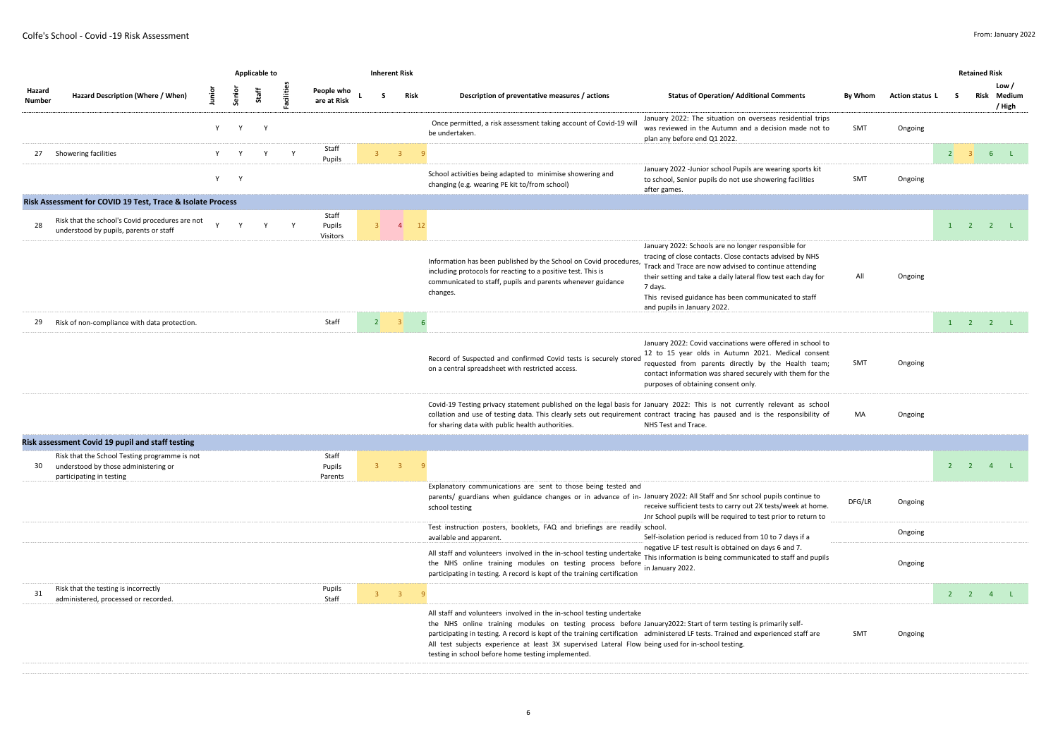Colfe's School - Covid -19 Risk Assessment

From: January 2022

| Hazard Number | Hazard Description (Where / When) | Applicable to: Junior | Senior | Staff | Facilities | People who are at Risk | Inherent Risk: L | S | Risk | Description of preventative measures / actions | Status of Operation/ Additional Comments | By Whom | Action status | Retained Risk: L | S | Risk | Low / Medium / High |
|---|---|---|---|---|---|---|---|---|---|---|---|---|---|---|---|---|---|
| | | Y | Y | Y | | | | | | Once permitted, a risk assessment taking account of Covid-19 will be undertaken. | January 2022: The situation on overseas residential trips was reviewed in the Autumn and a decision made not to plan any before end Q1 2022. | SMT | Ongoing | | | | |
| 27 | Showering facilities | Y | Y | Y | Y | Staff Pupils | 3 | 3 | 9 | | | | | 2 | 3 | 6 | L |
| | | Y | Y | | | | | | | School activities being adapted to minimise showering and changing (e.g. wearing PE kit to/from school) | January 2022 -Junior school Pupils are wearing sports kit to school, Senior pupils do not use showering facilities after games. | SMT | Ongoing | | | | |
| **Risk Assessment for COVID 19 Test, Trace & Isolate Process** | | | | | | | | | | | | | | | | | |
| 28 | Risk that the school's Covid procedures are not understood by pupils, parents or staff | Y | Y | Y | Y | Staff Pupils Visitors | 3 | 4 | 12 | | | | | 1 | 2 | 2 | L |
| | | | | | | | | | | Information has been published by the School on Covid procedures, including protocols for reacting to a positive test. This is communicated to staff, pupils and parents whenever guidance changes. | January 2022: Schools are no longer responsible for tracing of close contacts. Close contacts advised by NHS Track and Trace are now advised to continue attending their setting and take a daily lateral flow test each day for 7 days. This revised guidance has been communicated to staff and pupils in January 2022. | All | Ongoing | | | | |
| 29 | Risk of non-compliance with data protection. | | | | | Staff | 2 | 3 | 6 | | | | | 1 | 2 | 2 | L |
| | | | | | | | | | | Record of Suspected and confirmed Covid tests is securely stored on a central spreadsheet with restricted access. | January 2022: Covid vaccinations were offered in school to 12 to 15 year olds in Autumn 2021. Medical consent requested from parents directly by the Health team; contact information was shared securely with them for the purposes of obtaining consent only. | SMT | Ongoing | | | | |
| | | | | | | | | | | Covid-19 Testing privacy statement published on the legal basis for collation and use of testing data. This clearly sets out requirement for sharing data with public health authorities. | January 2022: This is not currently relevant as school contract tracing has paused and is the responsibility of NHS Test and Trace. | MA | Ongoing | | | | |
| **Risk assessment Covid 19 pupil and staff testing** | | | | | | | | | | | | | | | | | |
| 30 | Risk that the School Testing programme is not understood by those administering or participating in testing | | | | | Staff Pupils Parents | 3 | 3 | 9 | | | | | 2 | 2 | 4 | L |
| | | | | | | | | | | Explanatory communications are sent to those being tested and parents/ guardians when guidance changes or in advance of in-school testing | January 2022: All Staff and Snr school pupils continue to receive sufficient tests to carry out 2X tests/week at home. Jnr School pupils will be required to test prior to return to school. | DFG/LR | Ongoing | | | | |
| | | | | | | | | | | Test instruction posters, booklets, FAQ and briefings are readily available and apparent. | Self-isolation period is reduced from 10 to 7 days if a negative LF test result is obtained on days 6 and 7. | | Ongoing | | | | |
| | | | | | | | | | | All staff and volunteers involved in the in-school testing undertake the NHS online training modules on testing process before participating in testing. A record is kept of the training certification | This information is being communicated to staff and pupils in January 2022. | | Ongoing | | | | |
| 31 | Risk that the testing is incorrectly administered, processed or recorded. | | | | | Pupils Staff | 3 | 3 | 9 | | | | | 2 | 2 | 4 | L |
| | | | | | | | | | | All staff and volunteers involved in the in-school testing undertake the NHS online training modules on testing process before participating in testing. A record is kept of the training certification All test subjects experience at least 3X supervised Lateral Flow testing in school before home testing implemented. | January2022: Start of term testing is primarily self-administered LF tests. Trained and experienced staff are being used for in-school testing. | SMT | Ongoing | | | | |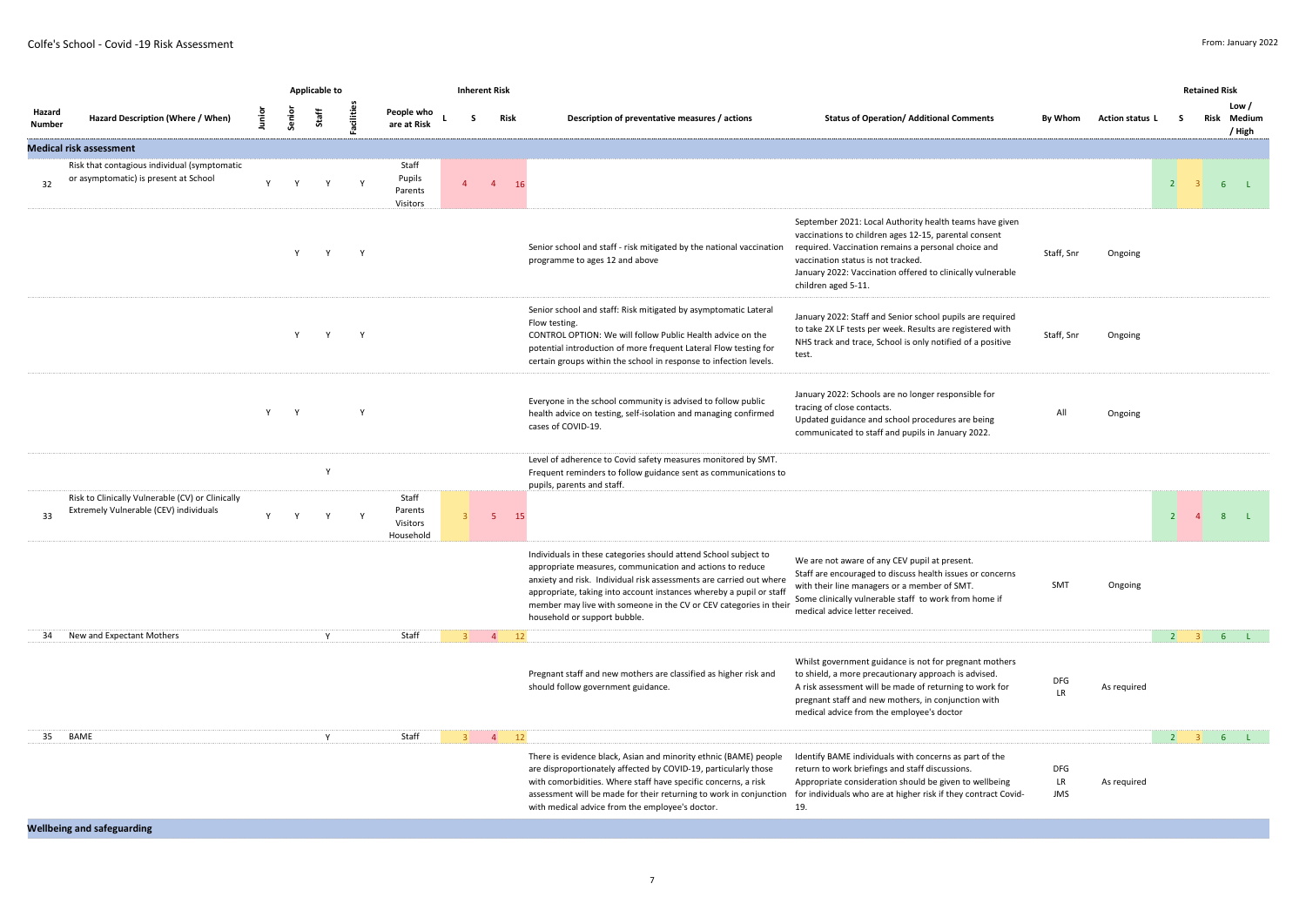Colfe's School - Covid -19 Risk Assessment

From: January 2022

| Hazard Number | Hazard Description (Where / When) | Applicable to: Junior | Senior | Staff | Facilities | People who are at Risk | Inherent Risk: L | S | Risk | Description of preventative measures / actions | Status of Operation/ Additional Comments | By Whom | Action status | Retained Risk: L | S | Risk | Low / Medium / High |
|---|---|---|---|---|---|---|---|---|---|---|---|---|---|---|---|---|---|
| **Medical risk assessment** | | | | | | | | | | | | | | | | | |
| 32 | Risk that contagious individual (symptomatic or asymptomatic) is present at School | Y | Y | Y | Y | Staff Pupils Parents Visitors | 4 | 4 | 16 | | | | | 2 | 3 | 6 | L |
| | | | Y | Y | Y | | | | | Senior school and staff - risk mitigated by the national vaccination programme to ages 12 and above | September 2021: Local Authority health teams have given vaccinations to children ages 12-15, parental consent required. Vaccination remains a personal choice and vaccination status is not tracked.<br>January 2022: Vaccination offered to clinically vulnerable children aged 5-11. | Staff, Snr | Ongoing | | | | |
| | | | Y | Y | Y | | | | | Senior school and staff: Risk mitigated by asymptomatic Lateral Flow testing.<br>CONTROL OPTION: We will follow Public Health advice on the potential introduction of more frequent Lateral Flow testing for certain groups within the school in response to infection levels. | January 2022: Staff and Senior school pupils are required to take 2X LF tests per week. Results are registered with NHS track and trace, School is only notified of a positive test. | Staff, Snr | Ongoing | | | | |
| | | Y | Y | | Y | | | | | Everyone in the school community is advised to follow public health advice on testing, self-isolation and managing confirmed cases of COVID-19. | January 2022: Schools are no longer responsible for tracing of close contacts.<br>Updated guidance and school procedures are being communicated to staff and pupils in January 2022. | All | Ongoing | | | | |
| | | | | Y | | | | | | Level of adherence to Covid safety measures monitored by SMT. Frequent reminders to follow guidance sent as communications to pupils, parents and staff. | | | | | | | |
| 33 | Risk to Clinically Vulnerable (CV) or Clinically Extremely Vulnerable (CEV) individuals | Y | Y | Y | Y | Staff Parents Visitors Household | 3 | 5 | 15 | | | | | 2 | 4 | 8 | L |
| | | | | | | | | | | Individuals in these categories should attend School subject to appropriate measures, communication and actions to reduce anxiety and risk. Individual risk assessments are carried out where appropriate, taking into account instances whereby a pupil or staff member may live with someone in the CV or CEV categories in their household or support bubble. | We are not aware of any CEV pupil at present.<br>Staff are encouraged to discuss health issues or concerns with their line managers or a member of SMT.<br>Some clinically vulnerable staff to work from home if medical advice letter received. | SMT | Ongoing | | | | |
| 34 | New and Expectant Mothers | | | Y | | Staff | 3 | 4 | 12 | | | | | 2 | 3 | 6 | L |
| | | | | | | | | | | Pregnant staff and new mothers are classified as higher risk and should follow government guidance. | Whilst government guidance is not for pregnant mothers to shield, a more precautionary approach is advised.<br>A risk assessment will be made of returning to work for pregnant staff and new mothers, in conjunction with medical advice from the employee's doctor | DFG LR | As required | | | | |
| 35 | BAME | | | Y | | Staff | 3 | 4 | 12 | | | | | 2 | 3 | 6 | L |
| | | | | | | | | | | There is evidence black, Asian and minority ethnic (BAME) people are disproportionately affected by COVID-19, particularly those with comorbidities. Where staff have specific concerns, a risk assessment will be made for their returning to work in conjunction with medical advice from the employee's doctor. | Identify BAME individuals with concerns as part of the return to work briefings and staff discussions.<br>Appropriate consideration should be given to wellbeing for individuals who are at higher risk if they contract Covid-19. | DFG LR JMS | As required | | | | |
| **Wellbeing and safeguarding** | | | | | | | | | | | | | | | | | |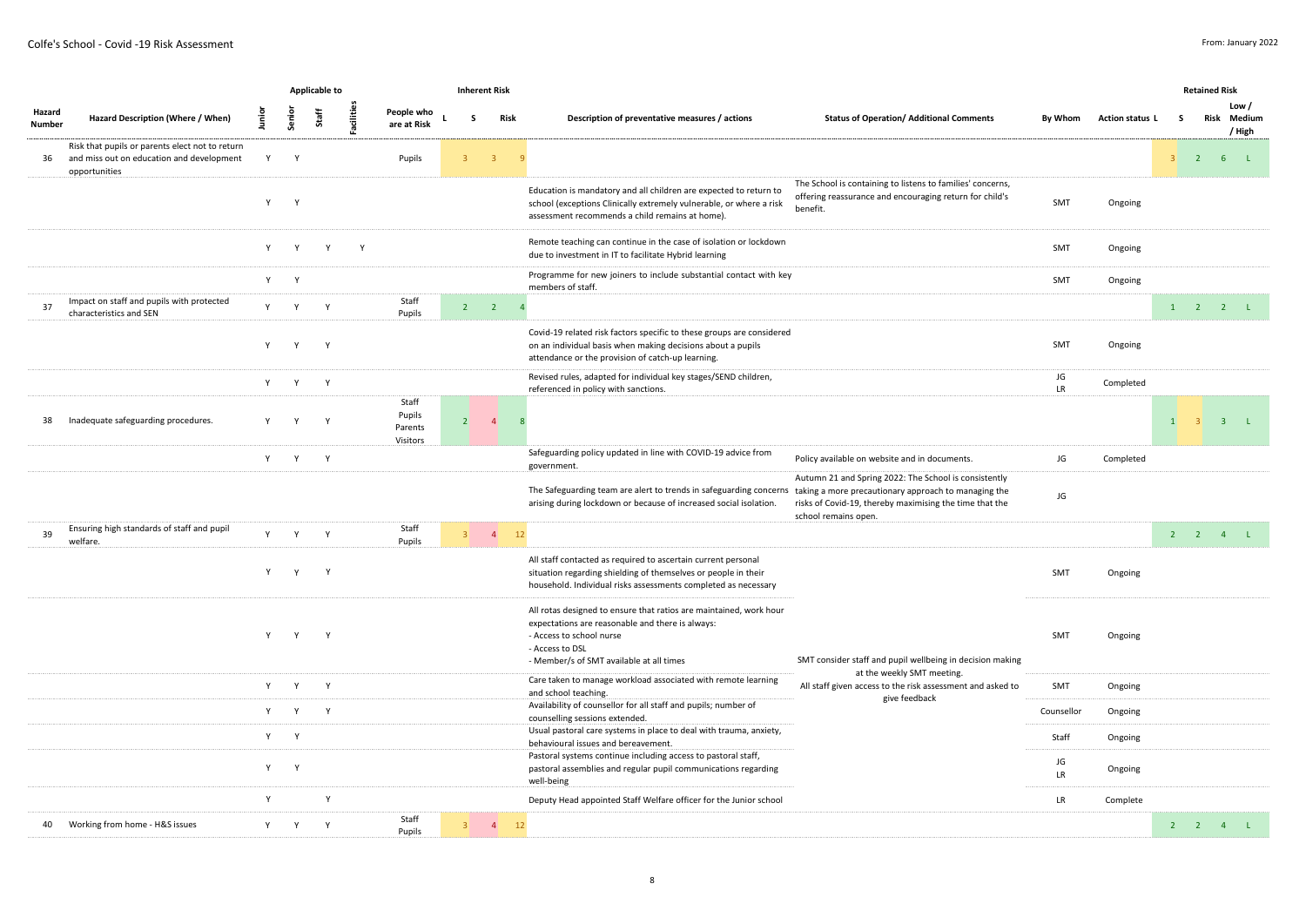Colfe's School - Covid -19 Risk Assessment

From: January 2022

| Hazard Number | Hazard Description (Where / When) | Junior | Senior | Staff | Facilities | People who are at Risk | Inherent Risk L | S | Risk | Description of preventative measures / actions | Status of Operation/ Additional Comments | By Whom | Action status | Retained Risk L | S | Risk | Low / Medium / High |
|---|---|---|---|---|---|---|---|---|---|---|---|---|---|---|---|---|---|
| 36 | Risk that pupils or parents elect not to return and miss out on education and development opportunities | Y | Y | | | Pupils | 3 | 3 | 9 | | | | | 3 | 2 | 6 | L |
| | | Y | Y | | | | | | | Education is mandatory and all children are expected to return to school (exceptions Clinically extremely vulnerable, or where a risk assessment recommends a child remains at home). | The School is containing to listens to families' concerns, offering reassurance and encouraging return for child's benefit. | SMT | Ongoing | | | | |
| | | Y | Y | Y | Y | | | | | Remote teaching can continue in the case of isolation or lockdown due to investment in IT to facilitate Hybrid learning | | SMT | Ongoing | | | | |
| | | Y | Y | | | | | | | Programme for new joiners to include substantial contact with key members of staff. | | SMT | Ongoing | | | | |
| 37 | Impact on staff and pupils with protected characteristics and SEN | Y | Y | Y | | Staff Pupils | 2 | 2 | 4 | | | | | 1 | 2 | 2 | L |
| | | Y | Y | Y | | | | | | Covid-19 related risk factors specific to these groups are considered on an individual basis when making decisions about a pupils attendance or the provision of catch-up learning. | | SMT | Ongoing | | | | |
| | | Y | Y | Y | | | | | | Revised rules, adapted for individual key stages/SEND children, referenced in policy with sanctions. | | JG LR | Completed | | | | |
| 38 | Inadequate safeguarding procedures. | Y | Y | Y | | Staff Pupils Parents Visitors | 2 | 4 | 8 | | | | | 1 | 3 | 3 | L |
| | | Y | Y | Y | | | | | | Safeguarding policy updated in line with COVID-19 advice from government. | Policy available on website and in documents. | JG | Completed | | | | |
| | | | | | | | | | | The Safeguarding team are alert to trends in safeguarding concerns arising during lockdown or because of increased social isolation. | Autumn 21 and Spring 2022: The School is consistently taking a more precautionary approach to managing the risks of Covid-19, thereby maximising the time that the school remains open. | JG | | | | | |
| 39 | Ensuring high standards of staff and pupil welfare. | Y | Y | Y | | Staff Pupils | 3 | 4 | 12 | | | | | 2 | 2 | 4 | L |
| | | Y | Y | Y | | | | | | All staff contacted as required to ascertain current personal situation regarding shielding of themselves or people in their household. Individual risks assessments completed as necessary | | SMT | Ongoing | | | | |
| | | Y | Y | Y | | | | | | All rotas designed to ensure that ratios are maintained, work hour expectations are reasonable and there is always:<br>- Access to school nurse<br>- Access to DSL<br>- Member/s of SMT available at all times | SMT consider staff and pupil wellbeing in decision making at the weekly SMT meeting.<br>All staff given access to the risk assessment and asked to give feedback | SMT | Ongoing | | | | |
| | | Y | Y | Y | | | | | | Care taken to manage workload associated with remote learning and school teaching. | | SMT | Ongoing | | | | |
| | | Y | Y | Y | | | | | | Availability of counsellor for all staff and pupils; number of counselling sessions extended. | | Counsellor | Ongoing | | | | |
| | | Y | Y | | | | | | | Usual pastoral care systems in place to deal with trauma, anxiety, behavioural issues and bereavement. | | Staff | Ongoing | | | | |
| | | Y | Y | | | | | | | Pastoral systems continue including access to pastoral staff, pastoral assemblies and regular pupil communications regarding well-being | | JG LR | Ongoing | | | | |
| | | Y | | Y | | | | | | Deputy Head appointed Staff Welfare officer for the Junior school | | LR | Complete | | | | |
| 40 | Working from home - H&S issues | Y | Y | Y | | Staff Pupils | 3 | 4 | 12 | | | | | 2 | 2 | 4 | L |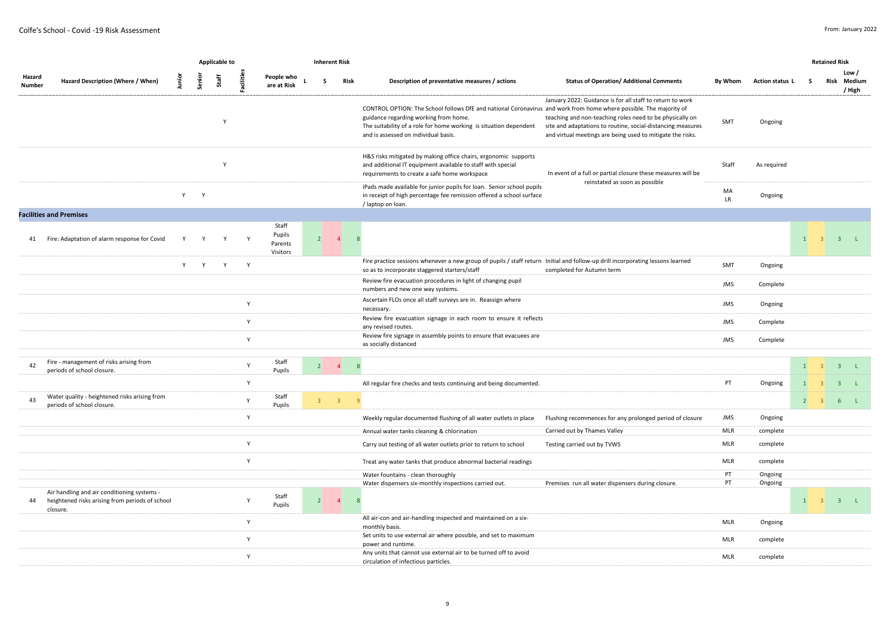Colfe's School - Covid -19 Risk Assessment

From: January 2022

| Hazard Number | Hazard Description (Where / When) | Applicable to: Junior | Senior | Staff | Facilities | People who are at Risk | Inherent Risk: L | S | Risk | Description of preventative measures / actions | Status of Operation/ Additional Comments | By Whom | Action status | Retained Risk: L | S | Risk | Low / Medium / High |
|---|---|---|---|---|---|---|---|---|---|---|---|---|---|---|---|---|---|
| | | | | Y | | | | | | CONTROL OPTION: The School follows DfE and national Coronavirus guidance regarding working from home. The suitability of a role for home working is situation dependent and is assessed on individual basis. | January 2022: Guidance is for all staff to return to work and work from home where possible. The majority of teaching and non-teaching roles need to be physically on site and adaptations to routine, social-distancing measures and virtual meetings are being used to mitigate the risks. | SMT | Ongoing | | | | |
| | | | | Y | | | | | | H&S risks mitigated by making office chairs, ergonomic supports and additional IT equipment available to staff with special requirements to create a safe home workspace | In event of a full or partial closure these measures will be reinstated as soon as possible | Staff | As required | | | | |
| | | Y | Y | | | | | | | iPads made available for junior pupils for loan. Senior school pupils in receipt of high percentage fee remission offered a school surface / laptop on loan. | | MA LR | Ongoing | | | | |
| **Facilities and Premises** | | | | | | | | | | | | | | | | | |
| 41 | Fire: Adaptation of alarm response for Covid | Y | Y | Y | Y | Staff Pupils Parents Visitors | 2 | 4 | 8 | | | | | 1 | 3 | 3 | L |
| | | Y | Y | Y | Y | | | | | Fire practice sessions whenever a new group of pupils / staff return so as to incorporate staggered starters/staff | Initial and follow-up drill incorporating lessons learned completed for Autumn term | SMT | Ongoing | | | | |
| | | | | | | | | | | Review fire evacuation procedures in light of changing pupil numbers and new one way systems. | | JMS | Complete | | | | |
| | | | | | Y | | | | | Ascertain FLOs once all staff surveys are in. Reassign where necessary. | | JMS | Ongoing | | | | |
| | | | | | Y | | | | | Review fire evacuation signage in each room to ensure it reflects any revised routes. | | JMS | Complete | | | | |
| | | | | | Y | | | | | Review fire signage in assembly points to ensure that evacuees are as socially distanced | | JMS | Complete | | | | |
| 42 | Fire - management of risks arising from periods of school closure. | | | | Y | Staff Pupils | 2 | 4 | 8 | | | | | 1 | 3 | 3 | L |
| | | | | | Y | | | | | All regular fire checks and tests continuing and being documented. | | PT | Ongoing | 1 | 3 | 3 | L |
| 43 | Water quality - heightened risks arising from periods of school closure. | | | | Y | Staff Pupils | 3 | 3 | 9 | | | | | 2 | 3 | 6 | L |
| | | | | | Y | | | | | Weekly regular documented flushing of all water outlets in place | Flushing recommences for any prolonged period of closure | JMS | Ongoing | | | | |
| | | | | | | | | | | Annual water tanks cleaning & chlorination | Carried out by Thames Valley | MLR | complete | | | | |
| | | | | | Y | | | | | Carry out testing of all water outlets prior to return to school | Testing carried out by TVWS | MLR | complete | | | | |
| | | | | | Y | | | | | Treat any water tanks that produce abnormal bacterial readings | | MLR | complete | | | | |
| | | | | | | | | | | Water fountains - clean thoroughly | | PT | Ongoing | | | | |
| | | | | | | | | | | Water dispensers six-monthly inspections carried out. | Premises run all water dispensers during closure. | PT | Ongoing | | | | |
| 44 | Air handling and air conditioning systems - heightened risks arising from periods of school closure. | | | | Y | Staff Pupils | 2 | 4 | 8 | | | | | 1 | 3 | 3 | L |
| | | | | | Y | | | | | All air-con and air-handling inspected and maintained on a six-monthly basis. | | MLR | Ongoing | | | | |
| | | | | | Y | | | | | Set units to use external air where possible, and set to maximum power and runtime. | | MLR | complete | | | | |
| | | | | | Y | | | | | Any units that cannot use external air to be turned off to avoid circulation of infectious particles. | | MLR | complete | | | | |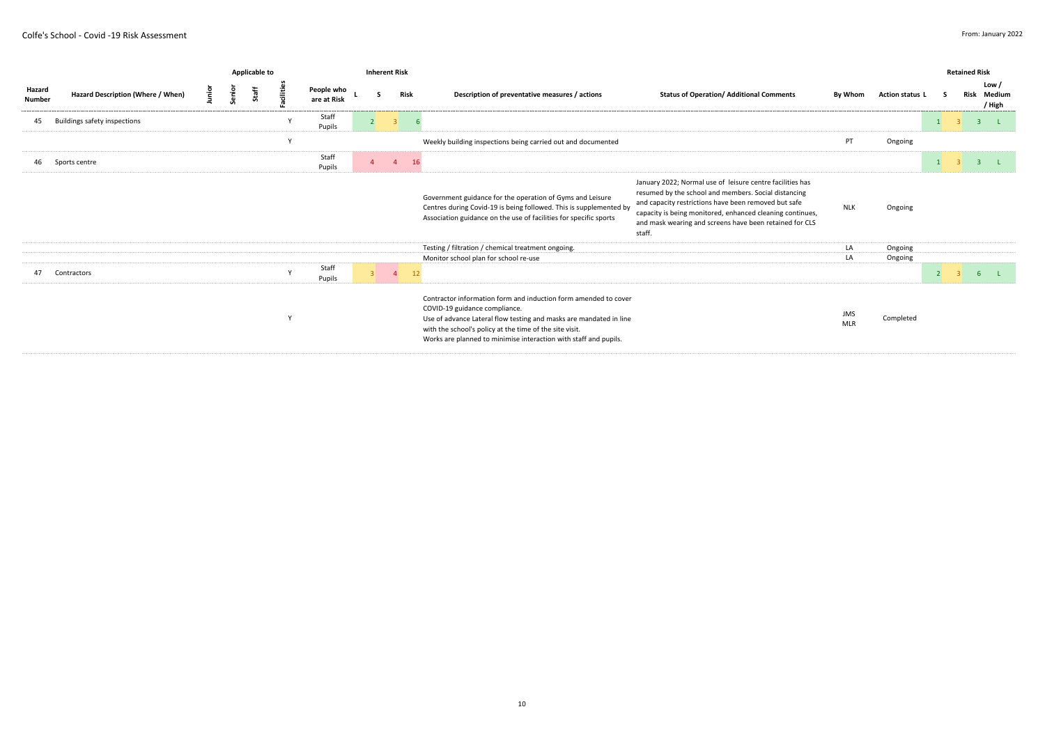| | | Applicable to | | | | | Inherent Risk | | | | | | | Retained Risk | | | |
|---|---|---|---|---|---|---|---|---|---|---|---|---|---|---|---|---|---|
| Hazard Number | Hazard Description (Where / When) | Junior | Senior | Staff | Facilities | People who are at Risk | L | S | Risk | Description of preventative measures / actions | Status of Operation/ Additional Comments | By Whom | Action status | L | S | Risk | Low / Medium / High |
| 45 | Buildings safety inspections | | | | Y | Staff Pupils | 2 | 3 | 6 | | | | | 1 | 3 | 3 | L |
| | | | | | Y | | | | | Weekly building inspections being carried out and documented | | PT | Ongoing | | | | |
| 46 | Sports centre | | | | | Staff Pupils | 4 | 4 | 16 | | | | | 1 | 3 | 3 | L |
| | | | | | | | | | | Government guidance for the operation of Gyms and Leisure Centres during Covid-19 is being followed. This is supplemented by Association guidance on the use of facilities for specific sports | January 2022; Normal use of leisure centre facilities has resumed by the school and members. Social distancing and capacity restrictions have been removed but safe capacity is being monitored, enhanced cleaning continues, and mask wearing and screens have been retained for CLS staff. | NLK | Ongoing | | | | |
| | | | | | | | | | | Testing / filtration / chemical treatment ongoing. | | LA | Ongoing | | | | |
| | | | | | | | | | | Monitor school plan for school re-use | | LA | Ongoing | | | | |
| 47 | Contractors | | | | Y | Staff Pupils | 3 | 4 | 12 | | | | | 2 | 3 | 6 | L |
| | | | | | Y | | | | | Contractor information form and induction form amended to cover COVID-19 guidance compliance.<br>Use of advance Lateral flow testing and masks are mandated in line with the school's policy at the time of the site visit.<br>Works are planned to minimise interaction with staff and pupils. | | JMS MLR | Completed | | | | |